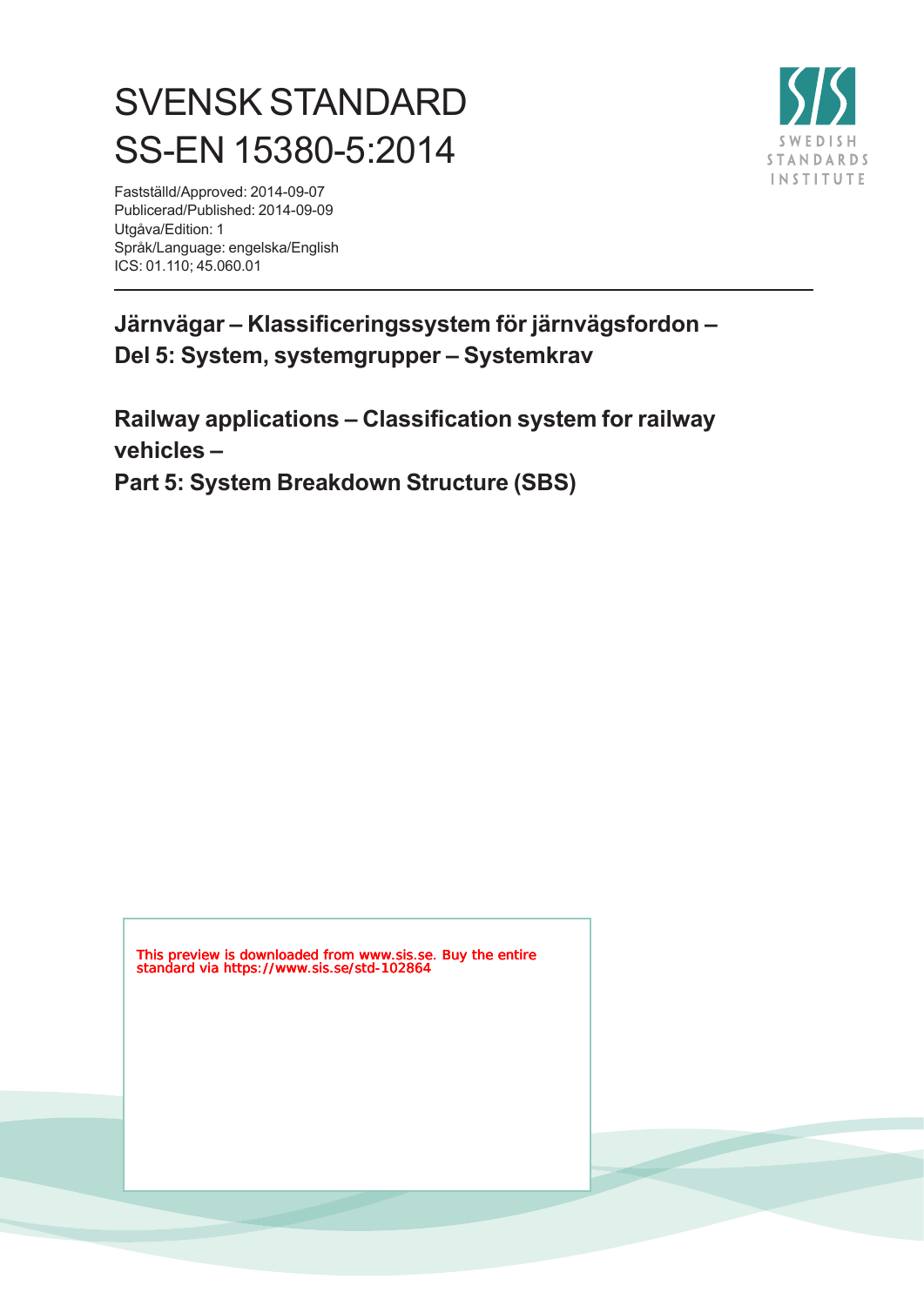# SVENSK STANDARD
# SS-EN 15380-5:2014

Fastställd/Approved: 2014-09-07
Publicerad/Published: 2014-09-09
Utgåva/Edition: 1
Språk/Language: engelska/English
ICS: 01.110; 45.060.01

SWEDISH STANDARDS INSTITUTE

---

**Järnvägar – Klassificeringssystem för järnvägsfordon – Del 5: System, systemgrupper – Systemkrav**

**Railway applications – Classification system for railway vehicles – Part 5: System Breakdown Structure (SBS)**

This preview is downloaded from www.sis.se. Buy the entire standard via https://www.sis.se/std-102864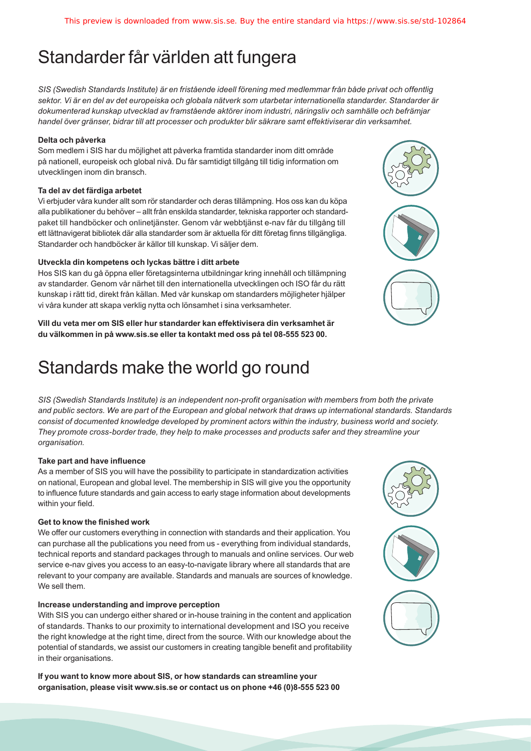# Standarder får världen att fungera

*SIS (Swedish Standards Institute) är en fristående ideell förening med medlemmar från både privat och offentlig sektor. Vi är en del av det europeiska och globala nätverk som utarbetar internationella standarder. Standarder är dokumenterad kunskap utvecklad av framstående aktörer inom industri, näringsliv och samhälle och befrämjar handel över gränser, bidrar till att processer och produkter blir säkrare samt effektiviserar din verksamhet.*

**Delta och påverka**

Som medlem i SIS har du möjlighet att påverka framtida standarder inom ditt område på nationell, europeisk och global nivå. Du får samtidigt tillgång till tidig information om utvecklingen inom din bransch.

**Ta del av det färdiga arbetet**

Vi erbjuder våra kunder allt som rör standarder och deras tillämpning. Hos oss kan du köpa alla publikationer du behöver – allt från enskilda standarder, tekniska rapporter och standardpaket till handböcker och onlinetjänster. Genom vår webbtjänst e-nav får du tillgång till ett lättnavigerat bibliotek där alla standarder som är aktuella för ditt företag finns tillgängliga. Standarder och handböcker är källor till kunskap. Vi säljer dem.

**Utveckla din kompetens och lyckas bättre i ditt arbete**

Hos SIS kan du gå öppna eller företagsinterna utbildningar kring innehåll och tillämpning av standarder. Genom vår närhet till den internationella utvecklingen och ISO får du rätt kunskap i rätt tid, direkt från källan. Med vår kunskap om standarders möjligheter hjälper vi våra kunder att skapa verklig nytta och lönsamhet i sina verksamheter.

**Vill du veta mer om SIS eller hur standarder kan effektivisera din verksamhet är du välkommen in på www.sis.se eller ta kontakt med oss på tel 08-555 523 00.**

# Standards make the world go round

*SIS (Swedish Standards Institute) is an independent non-profit organisation with members from both the private and public sectors. We are part of the European and global network that draws up international standards. Standards consist of documented knowledge developed by prominent actors within the industry, business world and society. They promote cross-border trade, they help to make processes and products safer and they streamline your organisation.*

**Take part and have influence**

As a member of SIS you will have the possibility to participate in standardization activities on national, European and global level. The membership in SIS will give you the opportunity to influence future standards and gain access to early stage information about developments within your field.

**Get to know the finished work**

We offer our customers everything in connection with standards and their application. You can purchase all the publications you need from us - everything from individual standards, technical reports and standard packages through to manuals and online services. Our web service e-nav gives you access to an easy-to-navigate library where all standards that are relevant to your company are available. Standards and manuals are sources of knowledge. We sell them.

**Increase understanding and improve perception**

With SIS you can undergo either shared or in-house training in the content and application of standards. Thanks to our proximity to international development and ISO you receive the right knowledge at the right time, direct from the source. With our knowledge about the potential of standards, we assist our customers in creating tangible benefit and profitability in their organisations.

**If you want to know more about SIS, or how standards can streamline your organisation, please visit www.sis.se or contact us on phone +46 (0)8-555 523 00**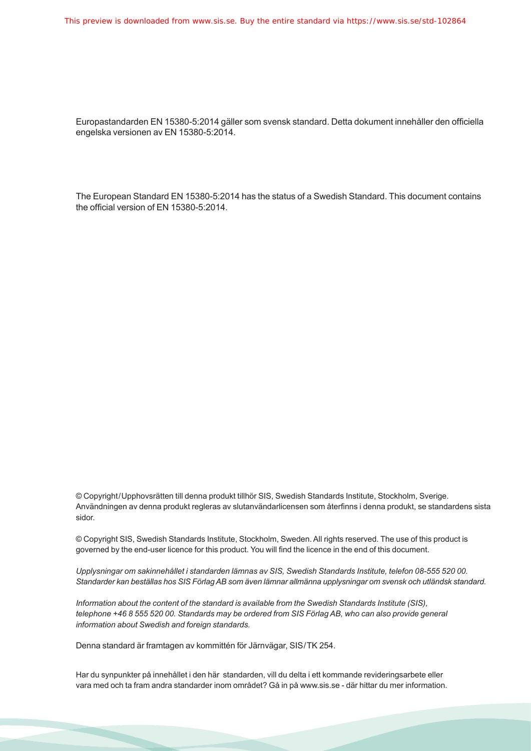Europastandarden EN 15380-5:2014 gäller som svensk standard. Detta dokument innehåller den officiella engelska versionen av EN 15380-5:2014.

The European Standard EN 15380-5:2014 has the status of a Swedish Standard. This document contains the official version of EN 15380-5:2014.

© Copyright/Upphovsrätten till denna produkt tillhör SIS, Swedish Standards Institute, Stockholm, Sverige. Användningen av denna produkt regleras av slutanvändarlicensen som återfinns i denna produkt, se standardens sista sidor.

© Copyright SIS, Swedish Standards Institute, Stockholm, Sweden. All rights reserved. The use of this product is governed by the end-user licence for this product. You will find the licence in the end of this document.

*Upplysningar om sakinnehållet i standarden lämnas av SIS, Swedish Standards Institute, telefon 08-555 520 00. Standarder kan beställas hos SIS Förlag AB som även lämnar allmänna upplysningar om svensk och utländsk standard.*

*Information about the content of the standard is available from the Swedish Standards Institute (SIS), telephone +46 8 555 520 00. Standards may be ordered from SIS Förlag AB, who can also provide general information about Swedish and foreign standards.*

Denna standard är framtagen av kommittén för Järnvägar, SIS/TK 254.

Har du synpunkter på innehållet i den här standarden, vill du delta i ett kommande revideringsarbete eller vara med och ta fram andra standarder inom området? Gå in på www.sis.se - där hittar du mer information.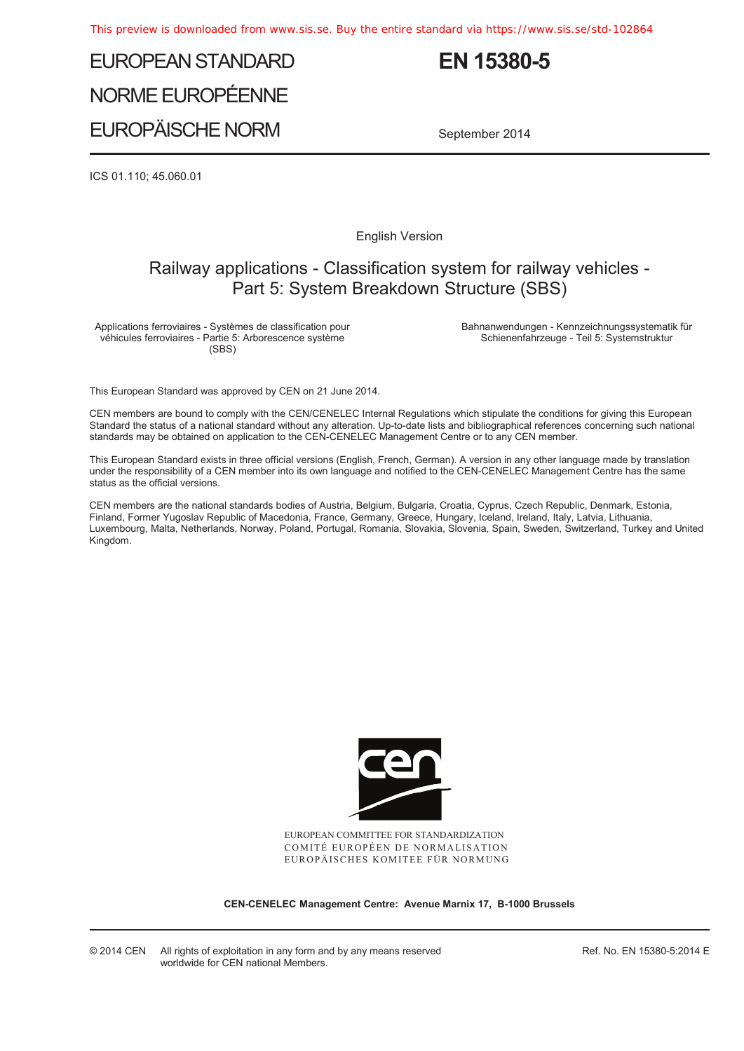# EUROPEAN STANDARD
# NORME EUROPÉENNE
# EUROPÄISCHE NORM

# EN 15380-5

September 2014

ICS 01.110; 45.060.01

English Version

## Railway applications - Classification system for railway vehicles - Part 5: System Breakdown Structure (SBS)

Applications ferroviaires - Systèmes de classification pour véhicules ferroviaires - Partie 5: Arborescence système (SBS)

Bahnanwendungen - Kennzeichnungssystematik für Schienenfahrzeuge - Teil 5: Systemstruktur

This European Standard was approved by CEN on 21 June 2014.

CEN members are bound to comply with the CEN/CENELEC Internal Regulations which stipulate the conditions for giving this European Standard the status of a national standard without any alteration. Up-to-date lists and bibliographical references concerning such national standards may be obtained on application to the CEN-CENELEC Management Centre or to any CEN member.

This European Standard exists in three official versions (English, French, German). A version in any other language made by translation under the responsibility of a CEN member into its own language and notified to the CEN-CENELEC Management Centre has the same status as the official versions.

CEN members are the national standards bodies of Austria, Belgium, Bulgaria, Croatia, Cyprus, Czech Republic, Denmark, Estonia, Finland, Former Yugoslav Republic of Macedonia, France, Germany, Greece, Hungary, Iceland, Ireland, Italy, Latvia, Lithuania, Luxembourg, Malta, Netherlands, Norway, Poland, Portugal, Romania, Slovakia, Slovenia, Spain, Sweden, Switzerland, Turkey and United Kingdom.

EUROPEAN COMMITTEE FOR STANDARDIZATION
COMITÉ EUROPÉEN DE NORMALISATION
EUROPÄISCHES KOMITEE FÜR NORMUNG

**CEN-CENELEC Management Centre: Avenue Marnix 17, B-1000 Brussels**

© 2014 CEN All rights of exploitation in any form and by any means reserved worldwide for CEN national Members.

Ref. No. EN 15380-5:2014 E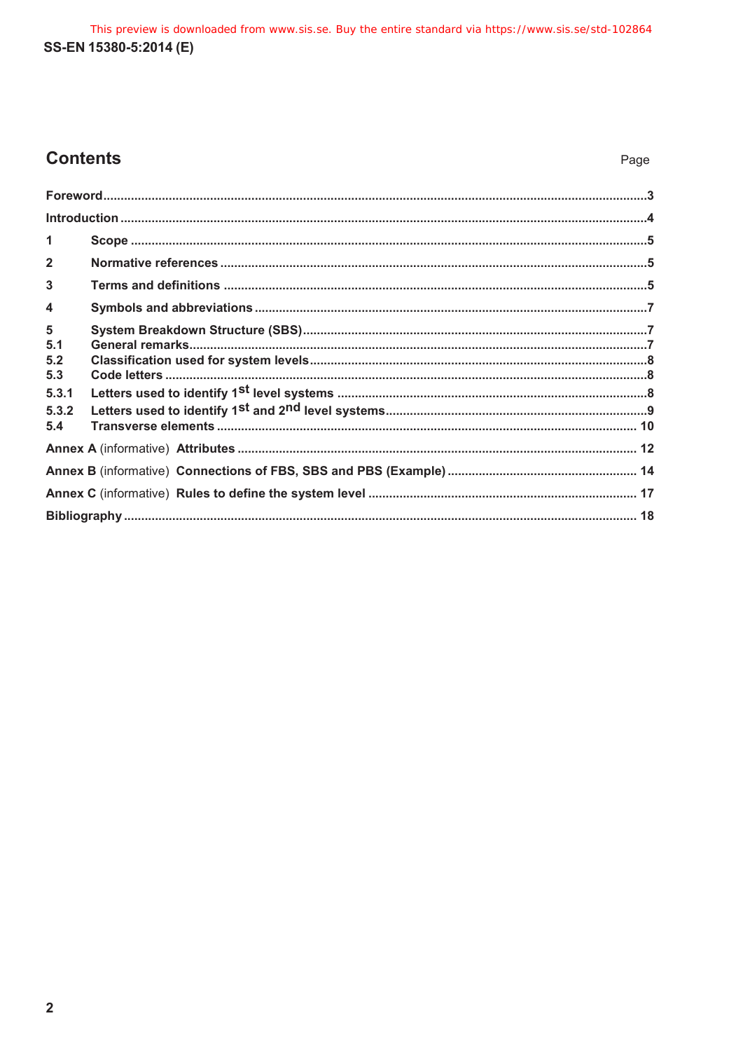## Contents

Page

| | | |
|---|---|---|
| **Foreword** | | 3 |
| **Introduction** | | 4 |
| **1** | **Scope** | 5 |
| **2** | **Normative references** | 5 |
| **3** | **Terms and definitions** | 5 |
| **4** | **Symbols and abbreviations** | 7 |
| **5** | **System Breakdown Structure (SBS)** | 7 |
| **5.1** | **General remarks** | 7 |
| **5.2** | **Classification used for system levels** | 8 |
| **5.3** | **Code letters** | 8 |
| **5.3.1** | **Letters used to identify 1st level systems** | 8 |
| **5.3.2** | **Letters used to identify 1st and 2nd level systems** | 9 |
| **5.4** | **Transverse elements** | 10 |
| **Annex A** (informative) | **Attributes** | 12 |
| **Annex B** (informative) | **Connections of FBS, SBS and PBS (Example)** | 14 |
| **Annex C** (informative) | **Rules to define the system level** | 17 |
| **Bibliography** | | 18 |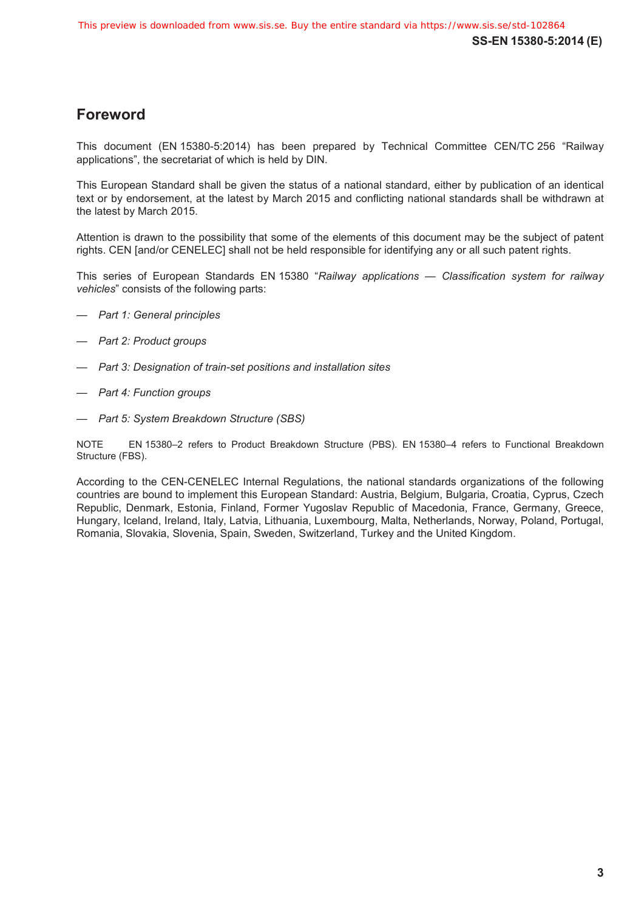# Foreword

This document (EN 15380-5:2014) has been prepared by Technical Committee CEN/TC 256 "Railway applications", the secretariat of which is held by DIN.

This European Standard shall be given the status of a national standard, either by publication of an identical text or by endorsement, at the latest by March 2015 and conflicting national standards shall be withdrawn at the latest by March 2015.

Attention is drawn to the possibility that some of the elements of this document may be the subject of patent rights. CEN [and/or CENELEC] shall not be held responsible for identifying any or all such patent rights.

This series of European Standards EN 15380 "*Railway applications — Classification system for railway vehicles*" consists of the following parts:

— *Part 1: General principles*

— *Part 2: Product groups*

— *Part 3: Designation of train-set positions and installation sites*

— *Part 4: Function groups*

— *Part 5: System Breakdown Structure (SBS)*

NOTE EN 15380–2 refers to Product Breakdown Structure (PBS). EN 15380–4 refers to Functional Breakdown Structure (FBS).

According to the CEN-CENELEC Internal Regulations, the national standards organizations of the following countries are bound to implement this European Standard: Austria, Belgium, Bulgaria, Croatia, Cyprus, Czech Republic, Denmark, Estonia, Finland, Former Yugoslav Republic of Macedonia, France, Germany, Greece, Hungary, Iceland, Ireland, Italy, Latvia, Lithuania, Luxembourg, Malta, Netherlands, Norway, Poland, Portugal, Romania, Slovakia, Slovenia, Spain, Sweden, Switzerland, Turkey and the United Kingdom.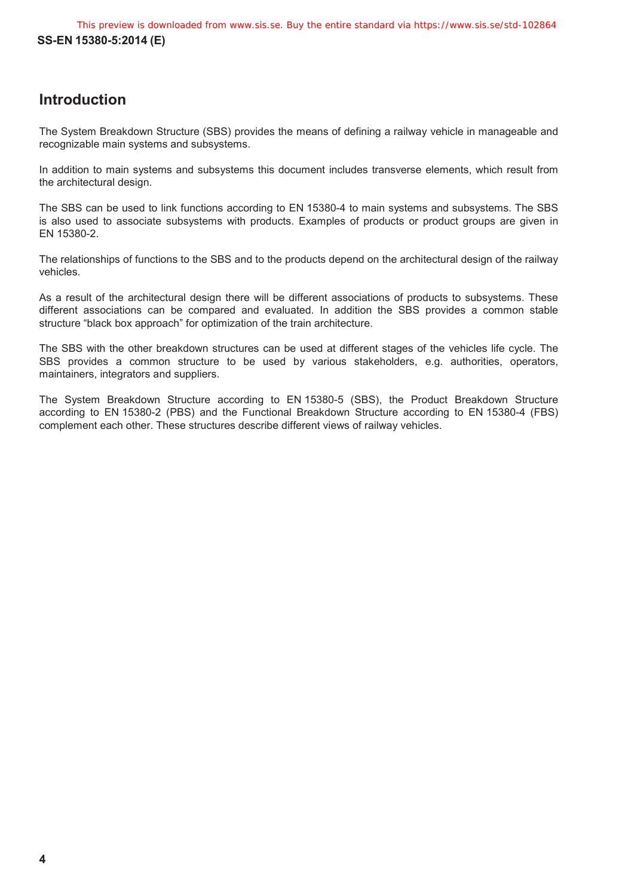# Introduction

The System Breakdown Structure (SBS) provides the means of defining a railway vehicle in manageable and recognizable main systems and subsystems.

In addition to main systems and subsystems this document includes transverse elements, which result from the architectural design.

The SBS can be used to link functions according to EN 15380-4 to main systems and subsystems. The SBS is also used to associate subsystems with products. Examples of products or product groups are given in EN 15380-2.

The relationships of functions to the SBS and to the products depend on the architectural design of the railway vehicles.

As a result of the architectural design there will be different associations of products to subsystems. These different associations can be compared and evaluated. In addition the SBS provides a common stable structure “black box approach” for optimization of the train architecture.

The SBS with the other breakdown structures can be used at different stages of the vehicles life cycle. The SBS provides a common structure to be used by various stakeholders, e.g. authorities, operators, maintainers, integrators and suppliers.

The System Breakdown Structure according to EN 15380-5 (SBS), the Product Breakdown Structure according to EN 15380-2 (PBS) and the Functional Breakdown Structure according to EN 15380-4 (FBS) complement each other. These structures describe different views of railway vehicles.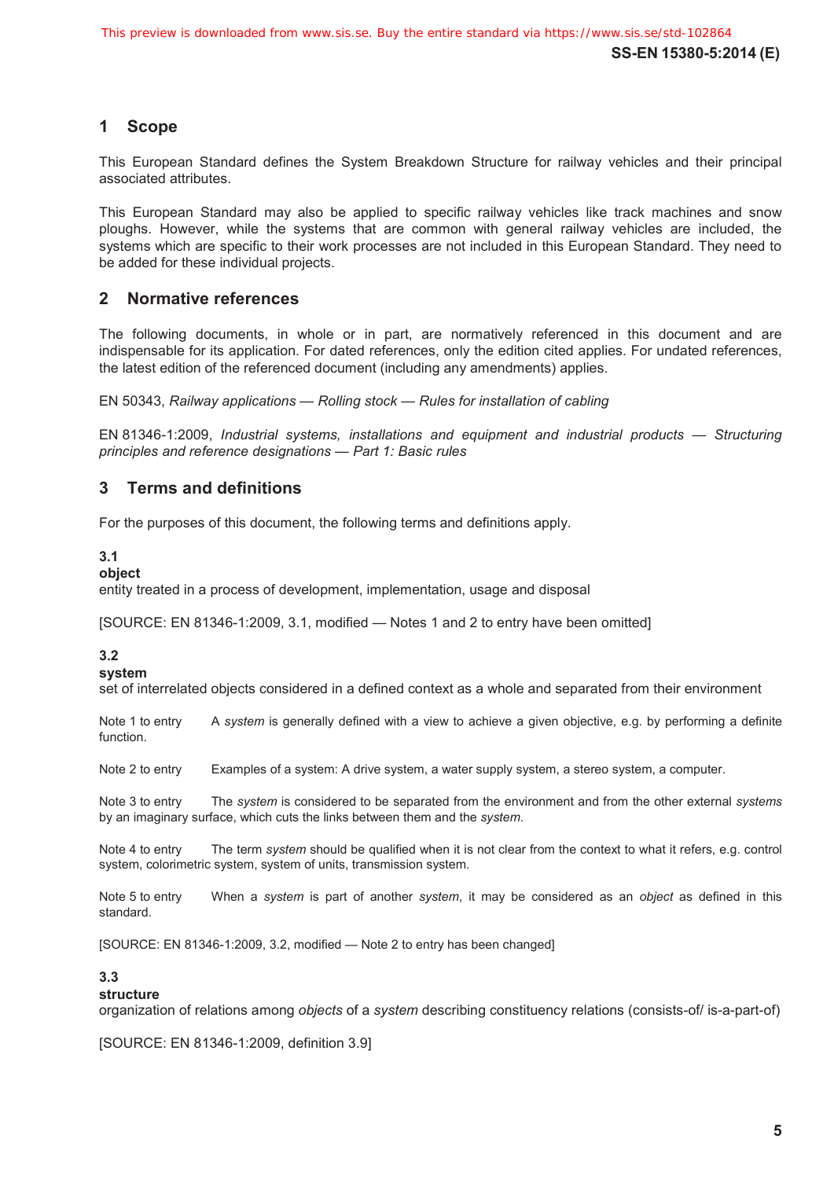# 1 Scope

This European Standard defines the System Breakdown Structure for railway vehicles and their principal associated attributes.

This European Standard may also be applied to specific railway vehicles like track machines and snow ploughs. However, while the systems that are common with general railway vehicles are included, the systems which are specific to their work processes are not included in this European Standard. They need to be added for these individual projects.

# 2 Normative references

The following documents, in whole or in part, are normatively referenced in this document and are indispensable for its application. For dated references, only the edition cited applies. For undated references, the latest edition of the referenced document (including any amendments) applies.

EN 50343, *Railway applications — Rolling stock — Rules for installation of cabling*

EN 81346-1:2009, *Industrial systems, installations and equipment and industrial products — Structuring principles and reference designations — Part 1: Basic rules*

# 3 Terms and definitions

For the purposes of this document, the following terms and definitions apply.

**3.1**
**object**
entity treated in a process of development, implementation, usage and disposal

[SOURCE: EN 81346-1:2009, 3.1, modified — Notes 1 and 2 to entry have been omitted]

**3.2**
**system**
set of interrelated objects considered in a defined context as a whole and separated from their environment

Note 1 to entry A *system* is generally defined with a view to achieve a given objective, e.g. by performing a definite function.

Note 2 to entry Examples of a system: A drive system, a water supply system, a stereo system, a computer.

Note 3 to entry The *system* is considered to be separated from the environment and from the other external *systems* by an imaginary surface, which cuts the links between them and the *system.*

Note 4 to entry The term *system* should be qualified when it is not clear from the context to what it refers, e.g. control system, colorimetric system, system of units, transmission system.

Note 5 to entry When a *system* is part of another *system*, it may be considered as an *object* as defined in this standard.

[SOURCE: EN 81346-1:2009, 3.2, modified — Note 2 to entry has been changed]

**3.3**
**structure**
organization of relations among *objects* of a *system* describing constituency relations (consists-of/ is-a-part-of)

[SOURCE: EN 81346-1:2009, definition 3.9]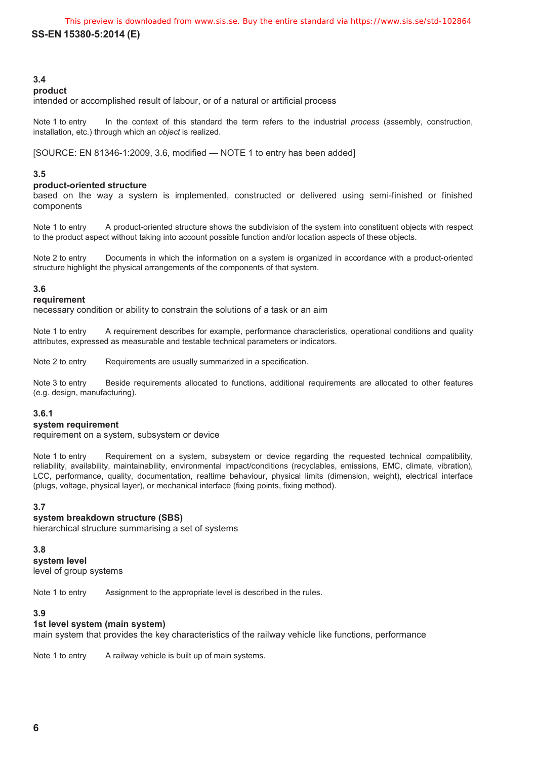**3.4**
**product**
intended or accomplished result of labour, or of a natural or artificial process

Note 1 to entry In the context of this standard the term refers to the industrial *process* (assembly, construction, installation, etc.) through which an *object* is realized.

[SOURCE: EN 81346-1:2009, 3.6, modified — NOTE 1 to entry has been added]

**3.5**
**product-oriented structure**
based on the way a system is implemented, constructed or delivered using semi-finished or finished components

Note 1 to entry A product-oriented structure shows the subdivision of the system into constituent objects with respect to the product aspect without taking into account possible function and/or location aspects of these objects.

Note 2 to entry Documents in which the information on a system is organized in accordance with a product-oriented structure highlight the physical arrangements of the components of that system.

**3.6**
**requirement**
necessary condition or ability to constrain the solutions of a task or an aim

Note 1 to entry A requirement describes for example, performance characteristics, operational conditions and quality attributes, expressed as measurable and testable technical parameters or indicators.

Note 2 to entry Requirements are usually summarized in a specification.

Note 3 to entry Beside requirements allocated to functions, additional requirements are allocated to other features (e.g. design, manufacturing).

**3.6.1**
**system requirement**
requirement on a system, subsystem or device

Note 1 to entry Requirement on a system, subsystem or device regarding the requested technical compatibility, reliability, availability, maintainability, environmental impact/conditions (recyclables, emissions, EMC, climate, vibration), LCC, performance, quality, documentation, realtime behaviour, physical limits (dimension, weight), electrical interface (plugs, voltage, physical layer), or mechanical interface (fixing points, fixing method).

**3.7**
**system breakdown structure (SBS)**
hierarchical structure summarising a set of systems

**3.8**
**system level**
level of group systems

Note 1 to entry Assignment to the appropriate level is described in the rules.

**3.9**
**1st level system (main system)**
main system that provides the key characteristics of the railway vehicle like functions, performance

Note 1 to entry A railway vehicle is built up of main systems.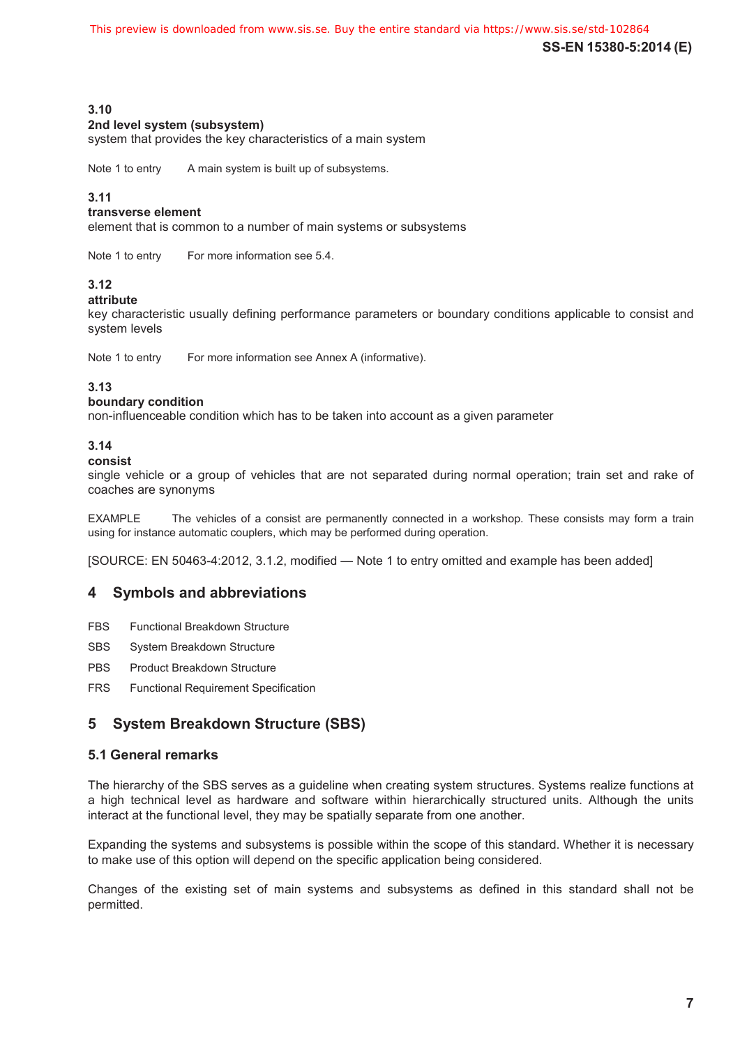**3.10**
**2nd level system (subsystem)**
system that provides the key characteristics of a main system

Note 1 to entry A main system is built up of subsystems.

**3.11**
**transverse element**
element that is common to a number of main systems or subsystems

Note 1 to entry For more information see 5.4.

**3.12**
**attribute**
key characteristic usually defining performance parameters or boundary conditions applicable to consist and system levels

Note 1 to entry For more information see Annex A (informative).

**3.13**
**boundary condition**
non-influenceable condition which has to be taken into account as a given parameter

**3.14**
**consist**
single vehicle or a group of vehicles that are not separated during normal operation; train set and rake of coaches are synonyms

EXAMPLE The vehicles of a consist are permanently connected in a workshop. These consists may form a train using for instance automatic couplers, which may be performed during operation.

[SOURCE: EN 50463-4:2012, 3.1.2, modified — Note 1 to entry omitted and example has been added]

# 4 Symbols and abbreviations

FBS Functional Breakdown Structure

SBS System Breakdown Structure

PBS Product Breakdown Structure

FRS Functional Requirement Specification

# 5 System Breakdown Structure (SBS)

## 5.1 General remarks

The hierarchy of the SBS serves as a guideline when creating system structures. Systems realize functions at a high technical level as hardware and software within hierarchically structured units. Although the units interact at the functional level, they may be spatially separate from one another.

Expanding the systems and subsystems is possible within the scope of this standard. Whether it is necessary to make use of this option will depend on the specific application being considered.

Changes of the existing set of main systems and subsystems as defined in this standard shall not be permitted.